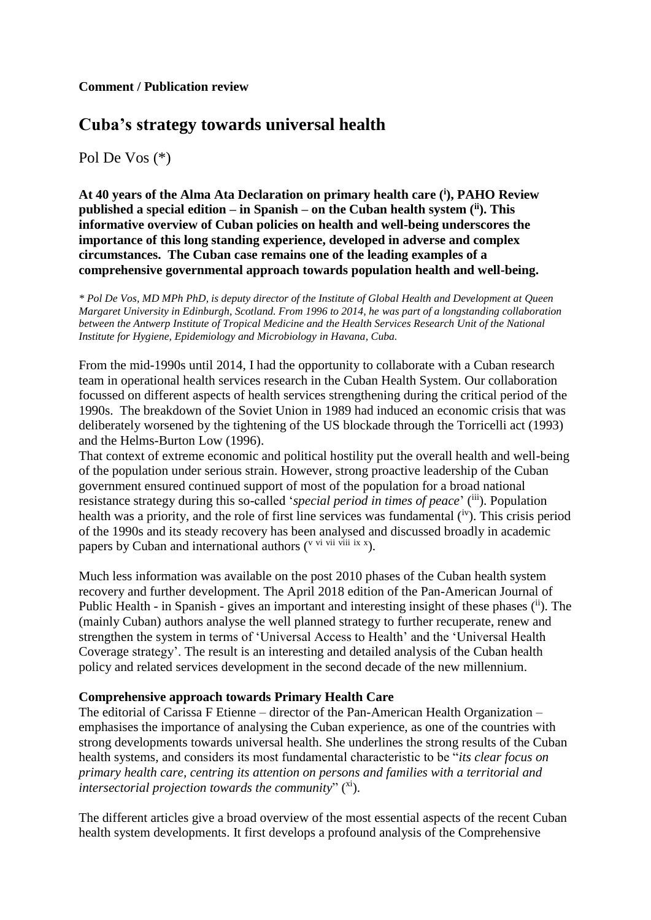**Comment / Publication review**

# Cuba's strategy towards universal health

Pol De Vos (*)

**At 40 years of the Alma Ata Declaration on primary health care ([i]), PAHO Review published a special edition – in Spanish – on the Cuban health system ([ii]). This informative overview of Cuban policies on health and well-being underscores the importance of this long standing experience, developed in adverse and complex circumstances. The Cuban case remains one of the leading examples of a comprehensive governmental approach towards population health and well-being.**

*\* Pol De Vos, MD MPh PhD, is deputy director of the Institute of Global Health and Development at Queen Margaret University in Edinburgh, Scotland. From 1996 to 2014, he was part of a longstanding collaboration between the Antwerp Institute of Tropical Medicine and the Health Services Research Unit of the National Institute for Hygiene, Epidemiology and Microbiology in Havana, Cuba.*

From the mid-1990s until 2014, I had the opportunity to collaborate with a Cuban research team in operational health services research in the Cuban Health System. Our collaboration focussed on different aspects of health services strengthening during the critical period of the 1990s. The breakdown of the Soviet Union in 1989 had induced an economic crisis that was deliberately worsened by the tightening of the US blockade through the Torricelli act (1993) and the Helms-Burton Low (1996).

That context of extreme economic and political hostility put the overall health and well-being of the population under serious strain. However, strong proactive leadership of the Cuban government ensured continued support of most of the population for a broad national resistance strategy during this so-called '*special period in times of peace*' ([iii]). Population health was a priority, and the role of first line services was fundamental ([iv]). This crisis period of the 1990s and its steady recovery has been analysed and discussed broadly in academic papers by Cuban and international authors ([v vi vii viii ix x]).

Much less information was available on the post 2010 phases of the Cuban health system recovery and further development. The April 2018 edition of the Pan-American Journal of Public Health - in Spanish - gives an important and interesting insight of these phases ([ii]). The (mainly Cuban) authors analyse the well planned strategy to further recuperate, renew and strengthen the system in terms of 'Universal Access to Health' and the 'Universal Health Coverage strategy'. The result is an interesting and detailed analysis of the Cuban health policy and related services development in the second decade of the new millennium.

**Comprehensive approach towards Primary Health Care**

The editorial of Carissa F Etienne – director of the Pan-American Health Organization – emphasises the importance of analysing the Cuban experience, as one of the countries with strong developments towards universal health. She underlines the strong results of the Cuban health systems, and considers its most fundamental characteristic to be "*its clear focus on primary health care, centring its attention on persons and families with a territorial and intersectorial projection towards the community*" ([xi]).

The different articles give a broad overview of the most essential aspects of the recent Cuban health system developments. It first develops a profound analysis of the Comprehensive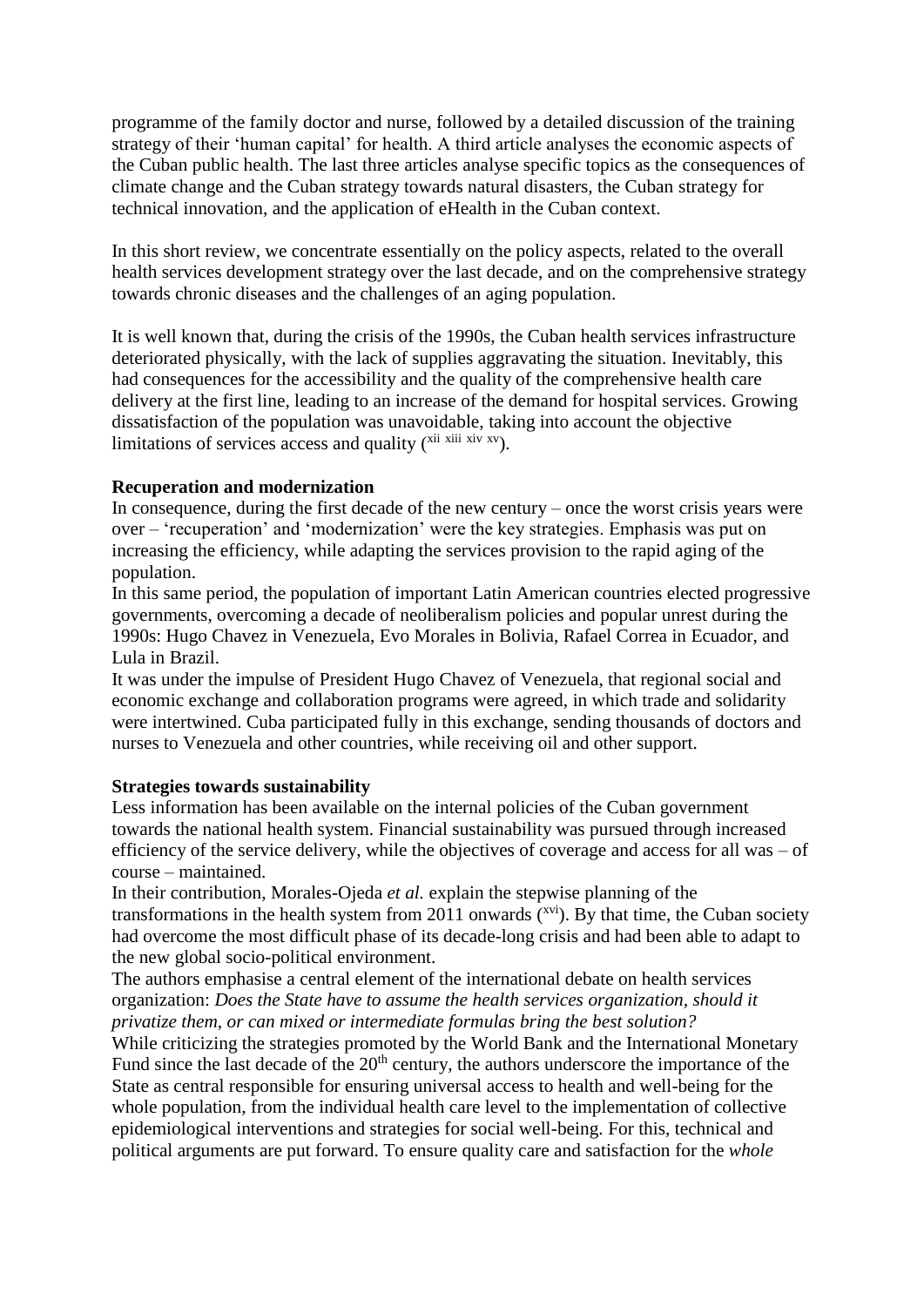programme of the family doctor and nurse, followed by a detailed discussion of the training strategy of their 'human capital' for health. A third article analyses the economic aspects of the Cuban public health. The last three articles analyse specific topics as the consequences of climate change and the Cuban strategy towards natural disasters, the Cuban strategy for technical innovation, and the application of eHealth in the Cuban context.

In this short review, we concentrate essentially on the policy aspects, related to the overall health services development strategy over the last decade, and on the comprehensive strategy towards chronic diseases and the challenges of an aging population.

It is well known that, during the crisis of the 1990s, the Cuban health services infrastructure deteriorated physically, with the lack of supplies aggravating the situation. Inevitably, this had consequences for the accessibility and the quality of the comprehensive health care delivery at the first line, leading to an increase of the demand for hospital services. Growing dissatisfaction of the population was unavoidable, taking into account the objective limitations of services access and quality ([xii xiii xiv xv]).

**Recuperation and modernization**

In consequence, during the first decade of the new century – once the worst crisis years were over – 'recuperation' and 'modernization' were the key strategies. Emphasis was put on increasing the efficiency, while adapting the services provision to the rapid aging of the population.

In this same period, the population of important Latin American countries elected progressive governments, overcoming a decade of neoliberalism policies and popular unrest during the 1990s: Hugo Chavez in Venezuela, Evo Morales in Bolivia, Rafael Correa in Ecuador, and Lula in Brazil.

It was under the impulse of President Hugo Chavez of Venezuela, that regional social and economic exchange and collaboration programs were agreed, in which trade and solidarity were intertwined. Cuba participated fully in this exchange, sending thousands of doctors and nurses to Venezuela and other countries, while receiving oil and other support.

**Strategies towards sustainability**

Less information has been available on the internal policies of the Cuban government towards the national health system. Financial sustainability was pursued through increased efficiency of the service delivery, while the objectives of coverage and access for all was – of course – maintained.

In their contribution, Morales-Ojeda *et al.* explain the stepwise planning of the transformations in the health system from 2011 onwards ([xvi]). By that time, the Cuban society had overcome the most difficult phase of its decade-long crisis and had been able to adapt to the new global socio-political environment.

The authors emphasise a central element of the international debate on health services organization: *Does the State have to assume the health services organization, should it privatize them, or can mixed or intermediate formulas bring the best solution?*

While criticizing the strategies promoted by the World Bank and the International Monetary Fund since the last decade of the 20th century, the authors underscore the importance of the State as central responsible for ensuring universal access to health and well-being for the whole population, from the individual health care level to the implementation of collective epidemiological interventions and strategies for social well-being. For this, technical and political arguments are put forward. To ensure quality care and satisfaction for the *whole*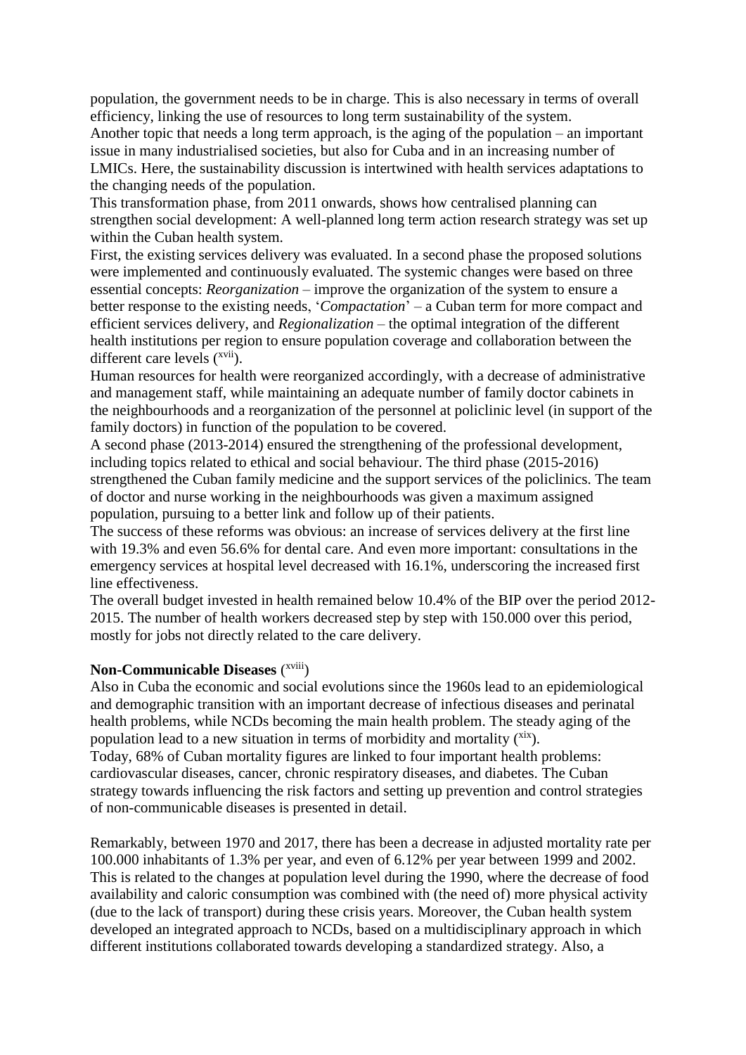population, the government needs to be in charge. This is also necessary in terms of overall efficiency, linking the use of resources to long term sustainability of the system.
Another topic that needs a long term approach, is the aging of the population – an important issue in many industrialised societies, but also for Cuba and in an increasing number of LMICs. Here, the sustainability discussion is intertwined with health services adaptations to the changing needs of the population.
This transformation phase, from 2011 onwards, shows how centralised planning can strengthen social development: A well-planned long term action research strategy was set up within the Cuban health system.
First, the existing services delivery was evaluated. In a second phase the proposed solutions were implemented and continuously evaluated. The systemic changes were based on three essential concepts: *Reorganization* – improve the organization of the system to ensure a better response to the existing needs, '*Compactation*' – a Cuban term for more compact and efficient services delivery, and *Regionalization* – the optimal integration of the different health institutions per region to ensure population coverage and collaboration between the different care levels ([xvii]).
Human resources for health were reorganized accordingly, with a decrease of administrative and management staff, while maintaining an adequate number of family doctor cabinets in the neighbourhoods and a reorganization of the personnel at policlinic level (in support of the family doctors) in function of the population to be covered.
A second phase (2013-2014) ensured the strengthening of the professional development, including topics related to ethical and social behaviour. The third phase (2015-2016) strengthened the Cuban family medicine and the support services of the policlinics. The team of doctor and nurse working in the neighbourhoods was given a maximum assigned population, pursuing to a better link and follow up of their patients.
The success of these reforms was obvious: an increase of services delivery at the first line with 19.3% and even 56.6% for dental care. And even more important: consultations in the emergency services at hospital level decreased with 16.1%, underscoring the increased first line effectiveness.
The overall budget invested in health remained below 10.4% of the BIP over the period 2012-2015. The number of health workers decreased step by step with 150.000 over this period, mostly for jobs not directly related to the care delivery.

**Non-Communicable Diseases** ([xviii])
Also in Cuba the economic and social evolutions since the 1960s lead to an epidemiological and demographic transition with an important decrease of infectious diseases and perinatal health problems, while NCDs becoming the main health problem. The steady aging of the population lead to a new situation in terms of morbidity and mortality ([xix]).
Today, 68% of Cuban mortality figures are linked to four important health problems: cardiovascular diseases, cancer, chronic respiratory diseases, and diabetes. The Cuban strategy towards influencing the risk factors and setting up prevention and control strategies of non-communicable diseases is presented in detail.

Remarkably, between 1970 and 2017, there has been a decrease in adjusted mortality rate per 100.000 inhabitants of 1.3% per year, and even of 6.12% per year between 1999 and 2002. This is related to the changes at population level during the 1990, where the decrease of food availability and caloric consumption was combined with (the need of) more physical activity (due to the lack of transport) during these crisis years. Moreover, the Cuban health system developed an integrated approach to NCDs, based on a multidisciplinary approach in which different institutions collaborated towards developing a standardized strategy. Also, a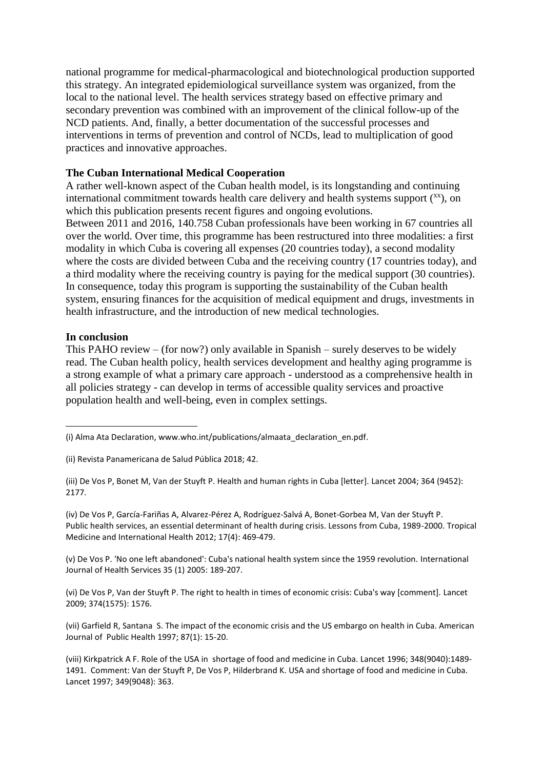national programme for medical-pharmacological and biotechnological production supported this strategy. An integrated epidemiological surveillance system was organized, from the local to the national level. The health services strategy based on effective primary and secondary prevention was combined with an improvement of the clinical follow-up of the NCD patients. And, finally, a better documentation of the successful processes and interventions in terms of prevention and control of NCDs, lead to multiplication of good practices and innovative approaches.

**The Cuban International Medical Cooperation**

A rather well-known aspect of the Cuban health model, is its longstanding and continuing international commitment towards health care delivery and health systems support ([xx]), on which this publication presents recent figures and ongoing evolutions.

Between 2011 and 2016, 140.758 Cuban professionals have been working in 67 countries all over the world. Over time, this programme has been restructured into three modalities: a first modality in which Cuba is covering all expenses (20 countries today), a second modality where the costs are divided between Cuba and the receiving country (17 countries today), and a third modality where the receiving country is paying for the medical support (30 countries). In consequence, today this program is supporting the sustainability of the Cuban health system, ensuring finances for the acquisition of medical equipment and drugs, investments in health infrastructure, and the introduction of new medical technologies.

**In conclusion**

This PAHO review – (for now?) only available in Spanish – surely deserves to be widely read. The Cuban health policy, health services development and healthy aging programme is a strong example of what a primary care approach - understood as a comprehensive health in all policies strategy - can develop in terms of accessible quality services and proactive population health and well-being, even in complex settings.

---

(i) Alma Ata Declaration, www.who.int/publications/almaata_declaration_en.pdf.

(ii) Revista Panamericana de Salud Pública 2018; 42.

(iii) De Vos P, Bonet M, Van der Stuyft P. Health and human rights in Cuba [letter]. Lancet 2004; 364 (9452): 2177.

(iv) De Vos P, García-Fariñas A, Alvarez-Pérez A, Rodríguez-Salvá A, Bonet-Gorbea M, Van der Stuyft P. Public health services, an essential determinant of health during crisis. Lessons from Cuba, 1989-2000. Tropical Medicine and International Health 2012; 17(4): 469-479.

(v) De Vos P. 'No one left abandoned': Cuba's national health system since the 1959 revolution. International Journal of Health Services 35 (1) 2005: 189-207.

(vi) De Vos P, Van der Stuyft P. The right to health in times of economic crisis: Cuba's way [comment]. Lancet 2009; 374(1575): 1576.

(vii) Garfield R, Santana S. The impact of the economic crisis and the US embargo on health in Cuba. American Journal of Public Health 1997; 87(1): 15-20.

(viii) Kirkpatrick A F. Role of the USA in shortage of food and medicine in Cuba. Lancet 1996; 348(9040):1489-1491. Comment: Van der Stuyft P, De Vos P, Hilderbrand K. USA and shortage of food and medicine in Cuba. Lancet 1997; 349(9048): 363.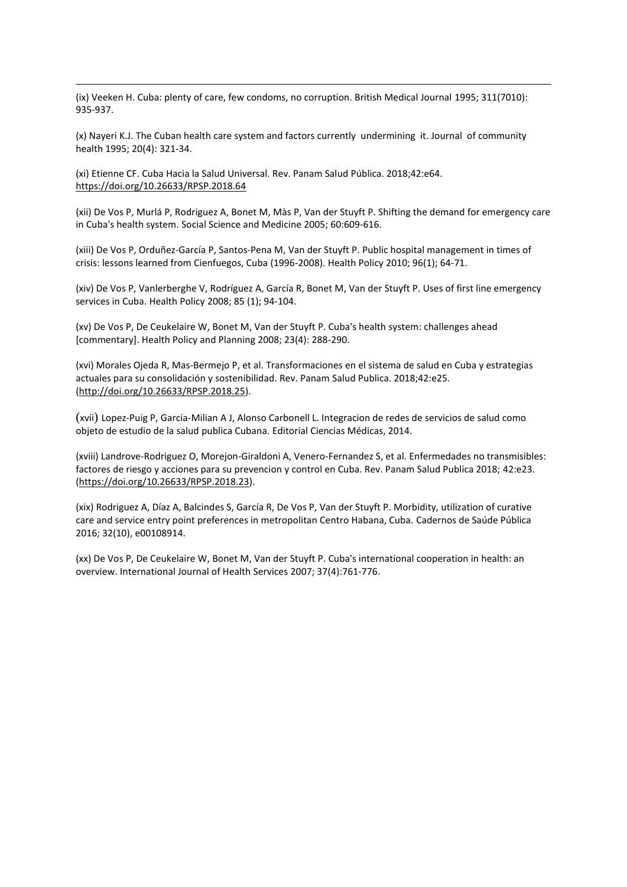(ix) Veeken H. Cuba: plenty of care, few condoms, no corruption. British Medical Journal 1995; 311(7010): 935-937.

(x) Nayeri K.J. The Cuban health care system and factors currently undermining it. Journal of community health 1995; 20(4): 321-34.

(xi) Etienne CF. Cuba Hacia la Salud Universal. Rev. Panam Salud Pública. 2018;42:e64. https://doi.org/10.26633/RPSP.2018.64

(xii) De Vos P, Murlá P, Rodriguez A, Bonet M, Màs P, Van der Stuyft P. Shifting the demand for emergency care in Cuba's health system. Social Science and Medicine 2005; 60:609-616.

(xiii) De Vos P, Orduñez-García P, Santos-Pena M, Van der Stuyft P. Public hospital management in times of crisis: lessons learned from Cienfuegos, Cuba (1996-2008). Health Policy 2010; 96(1); 64-71.

(xiv) De Vos P, Vanlerberghe V, Rodríguez A, García R, Bonet M, Van der Stuyft P. Uses of first line emergency services in Cuba. Health Policy 2008; 85 (1); 94-104.

(xv) De Vos P, De Ceukelaire W, Bonet M, Van der Stuyft P. Cuba's health system: challenges ahead [commentary]. Health Policy and Planning 2008; 23(4): 288-290.

(xvi) Morales Ojeda R, Mas-Bermejo P, et al. Transformaciones en el sistema de salud en Cuba y estrategias actuales para su consolidación y sostenibilidad. Rev. Panam Salud Publica. 2018;42:e25. (http://doi.org/10.26633/RPSP.2018.25).

(xvii) Lopez-Puig P, Garcia-Milian A J, Alonso Carbonell L. Integracion de redes de servicios de salud como objeto de estudio de la salud publica Cubana. Editorial Ciencias Médicas, 2014.

(xviii) Landrove-Rodriguez O, Morejon-Giraldoni A, Venero-Fernandez S, et al. Enfermedades no transmisibles: factores de riesgo y acciones para su prevencion y control en Cuba. Rev. Panam Salud Publica 2018; 42:e23. (https://doi.org/10.26633/RPSP.2018.23).

(xix) Rodriguez A, Díaz A, Balcindes S, García R, De Vos P, Van der Stuyft P. Morbidity, utilization of curative care and service entry point preferences in metropolitan Centro Habana, Cuba. Cadernos de Saúde Pública 2016; 32(10), e00108914.

(xx) De Vos P, De Ceukelaire W, Bonet M, Van der Stuyft P. Cuba's international cooperation in health: an overview. International Journal of Health Services 2007; 37(4):761-776.